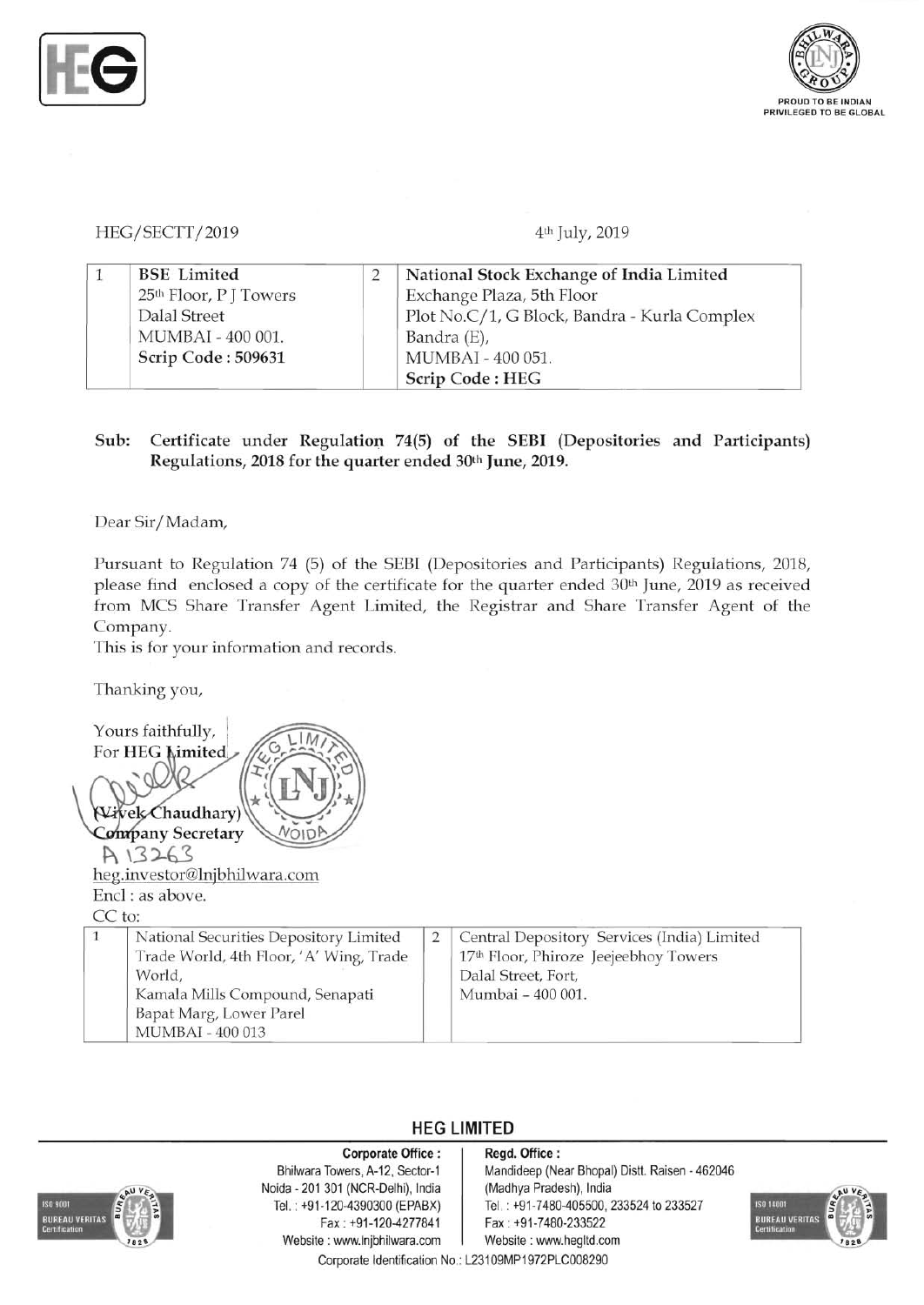HEG/SECTT/2019

4th July, 2019

| 1 | BSE Limited<br>25th Floor, P J Towers<br>Dalal Street<br>MUMBAI - 400 001.<br>**Scrip Code : 509631** | 2 | **National Stock Exchange of India Limited**<br>Exchange Plaza, 5th Floor<br>Plot No.C/1, G Block, Bandra - Kurla Complex<br>Bandra (E),<br>MUMBAI - 400 051.<br>**Scrip Code : HEG** |
|---|---|---|---|

**Sub: Certificate under Regulation 74(5) of the SEBI (Depositories and Participants) Regulations, 2018 for the quarter ended 30th June, 2019.**

Dear Sir/Madam,

Pursuant to Regulation 74 (5) of the SEBI (Depositories and Participants) Regulations, 2018, please find enclosed a copy of the certificate for the quarter ended 30th June, 2019 as received from MCS Share Transfer Agent Limited, the Registrar and Share Transfer Agent of the Company.

This is for your information and records.

Thanking you,

Yours faithfully,
For **HEG Limited**

**(Vivek Chaudhary)**
**Company Secretary**
A 13263

heg.investor@lnjbhilwara.com

Encl : as above.

CC to:

| 1 | National Securities Depository Limited<br>Trade World, 4th Floor, 'A' Wing, Trade World,<br>Kamala Mills Compound, Senapati Bapat Marg, Lower Parel<br>MUMBAI - 400 013 | 2 | Central Depository Services (India) Limited<br>17th Floor, Phiroze Jeejeebhoy Towers<br>Dalal Street, Fort,<br>Mumbai – 400 001. |
|---|---|---|---|

**HEG LIMITED**

**Corporate Office :**
Bhilwara Towers, A-12, Sector-1
Noida - 201 301 (NCR-Delhi), India
Tel. : +91-120-4390300 (EPABX)
Fax : +91-120-4277841
Website : www.lnjbhilwara.com

**Regd. Office :**
Mandideep (Near Bhopal) Distt. Raisen - 462046
(Madhya Pradesh), India
Tel. : +91-7480-405500, 233524 to 233527
Fax : +91-7480-233522
Website : www.hegltd.com

Corporate Identification No.: L23109MP1972PLC008290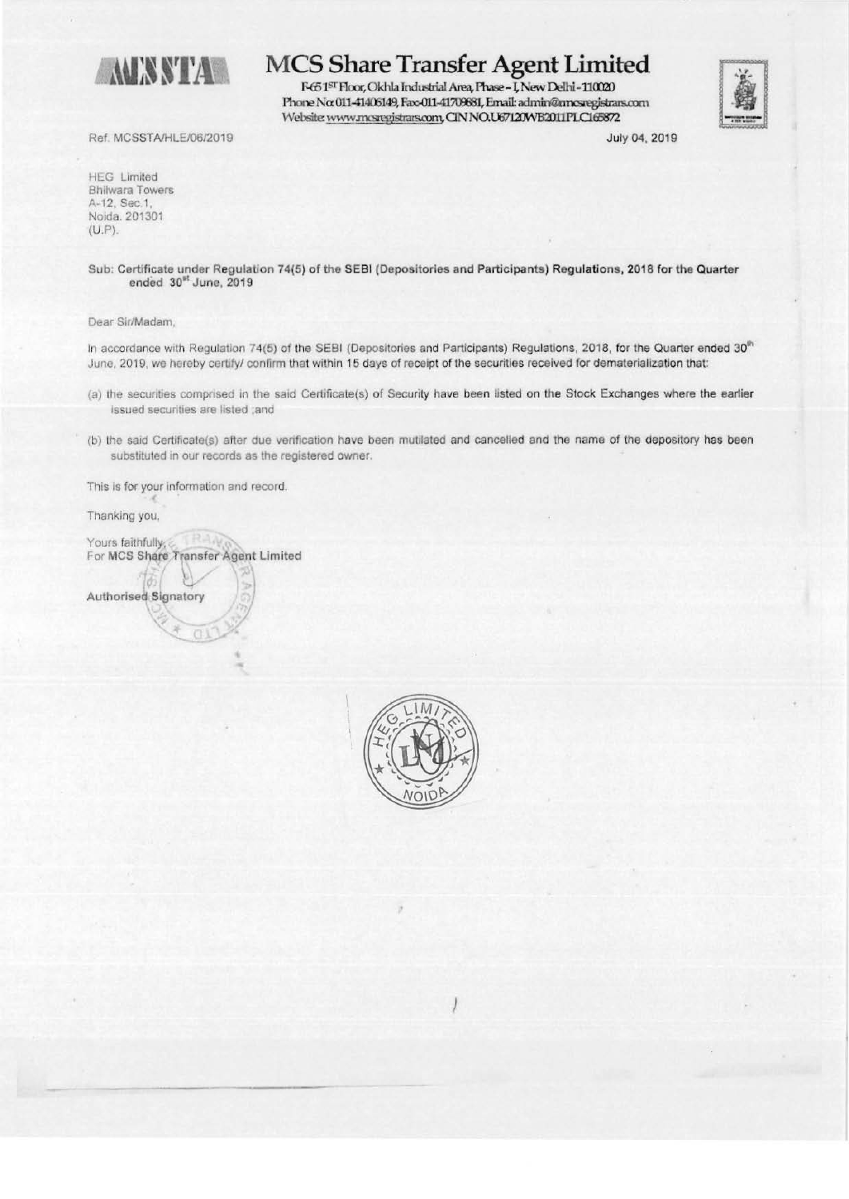# MCS Share Transfer Agent Limited

F-65 1[ST] Floor, Okhla Industrial Area, Phase - I, New Delhi - 110020
Phone No: 011-41406149, Fax: 011-41709881, Email: admin@mcsregistrars.com
Website: www.mcsregistrars.com, CIN NO.U67120WB2011PLC165872

Ref. MCSSTA/HLE/06/2019

July 04, 2019

HEG Limited
Bhilwara Towers
A-12, Sec.1,
Noida. 201301
(U.P).

Sub: Certificate under Regulation 74(5) of the SEBI (Depositories and Participants) Regulations, 2018 for the Quarter ended 30[st] June, 2019

Dear Sir/Madam,

In accordance with Regulation 74(5) of the SEBI (Depositories and Participants) Regulations, 2018, for the Quarter ended 30[th] June, 2019, we hereby certify/ confirm that within 15 days of receipt of the securities received for dematerialization that:

(a) the securities comprised in the said Certificate(s) of Security have been listed on the Stock Exchanges where the earlier issued securities are listed ;and

(b) the said Certificate(s) after due verification have been mutilated and cancelled and the name of the depository has been substituted in our records as the registered owner.

This is for your information and record.

Thanking you,

Yours faithfully,
For **MCS Share Transfer Agent Limited**

Authorised Signatory